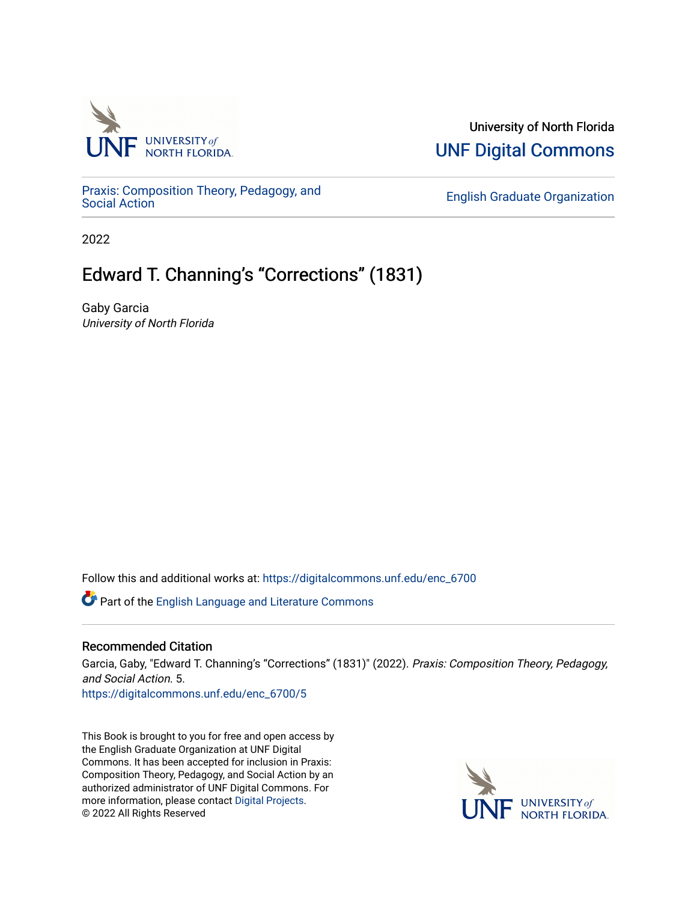University of North Florida

UNF Digital Commons

Praxis: Composition Theory, Pedagogy, and Social Action

English Graduate Organization

2022

# Edward T. Channing's "Corrections" (1831)

Gaby Garcia

*University of North Florida*

Follow this and additional works at: https://digitalcommons.unf.edu/enc_6700

Part of the English Language and Literature Commons

## Recommended Citation

Garcia, Gaby, "Edward T. Channing's "Corrections" (1831)" (2022). *Praxis: Composition Theory, Pedagogy, and Social Action.* 5.
https://digitalcommons.unf.edu/enc_6700/5

This Book is brought to you for free and open access by the English Graduate Organization at UNF Digital Commons. It has been accepted for inclusion in Praxis: Composition Theory, Pedagogy, and Social Action by an authorized administrator of UNF Digital Commons. For more information, please contact Digital Projects.
© 2022 All Rights Reserved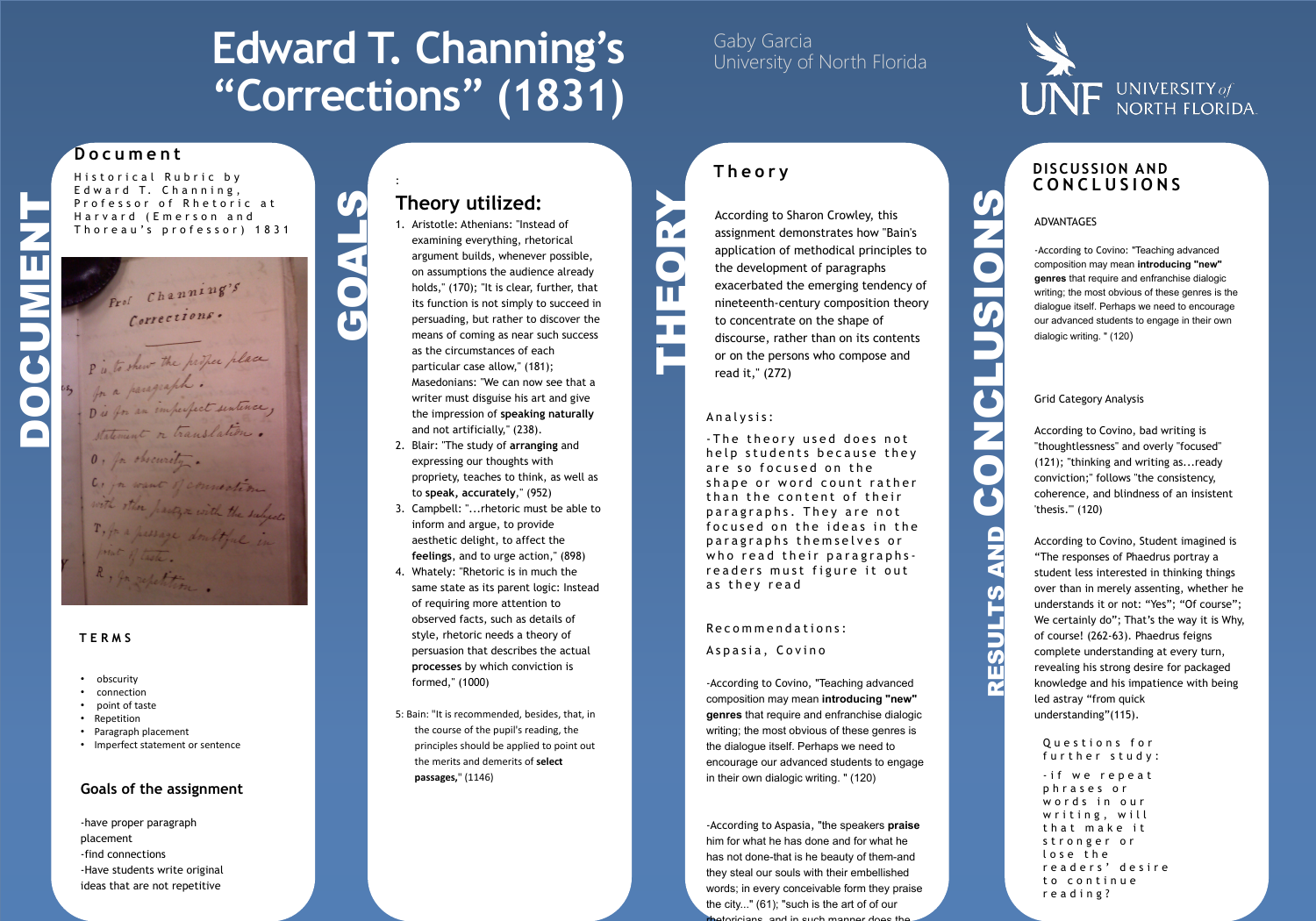# Edward T. Channing's "Corrections" (1831)

Gaby Garcia
University of North Florida

UNF UNIVERSITY of NORTH FLORIDA

## DOCUMENT

### Document

Historical Rubric by Edward T. Channing, Professor of Rhetoric at Harvard (Emerson and Thoreau's professor) 1831

Prof Channing's Corrections.

P, is to show the proper place for a paragraph.
D, is for an imperfect sentence, statement or translation.
O, for obscurity.
C, for want of connection with other parts or with the subject.
T, for a passage doubtful in point of taste.
R, for repetition.

### TERMS

- obscurity
- connection
- point of taste
- Repetition
- Paragraph placement
- Imperfect statement or sentence

### Goals of the assignment

-have proper paragraph placement
-find connections
-Have students write original ideas that are not repetitive

## GOALS

:

### Theory utilized:

1. Aristotle: Athenians: "Instead of examining everything, rhetorical argument builds, whenever possible, on assumptions the audience already holds," (170); "It is clear, further, that its function is not simply to succeed in persuading, but rather to discover the means of coming as near such success as the circumstances of each particular case allow," (181); Masedonians: "We can now see that a writer must disguise his art and give the impression of **speaking naturally** and not artificially," (238).
2. Blair: "The study of **arranging** and expressing our thoughts with propriety, teaches to think, as well as to **speak, accurately**," (952)
3. Campbell: "...rhetoric must be able to inform and argue, to provide aesthetic delight, to affect the **feelings**, and to urge action," (898)
4. Whately: "Rhetoric is in much the same state as its parent logic: Instead of requiring more attention to observed facts, such as details of style, rhetoric needs a theory of persuasion that describes the actual **processes** by which conviction is formed," (1000)

5: Bain: "It is recommended, besides, that, in the course of the pupil's reading, the principles should be applied to point out the merits and demerits of **select passages**," (1146)

## THEORY

### Theory

According to Sharon Crowley, this assignment demonstrates how "Bain's application of methodical principles to the development of paragraphs exacerbated the emerging tendency of nineteenth-century composition theory to concentrate on the shape of discourse, rather than on its contents or on the persons who compose and read it," (272)

Analysis:

-The theory used does not help students because they are so focused on the shape or word count rather than the content of their paragraphs. They are not focused on the ideas in the paragraphs themselves or who read their paragraphs-readers must figure it out as they read

Recommendations:

Aspasia, Covino

-According to Covino, "Teaching advanced composition may mean **introducing "new" genres** that require and enfranchise dialogic writing; the most obvious of these genres is the dialogue itself. Perhaps we need to encourage our advanced students to engage in their own dialogic writing. " (120)

-According to Aspasia, "the speakers **praise** him for what he has done and for what he has not done-that is he beauty of them-and they steal our souls with their embellished words; in every conceivable form they praise the city..." (61); "such is the art of of our rhetoricians, and in such manner does the

## RESULTS AND CONCLUSIONS

### DISCUSSION AND CONCLUSIONS

ADVANTAGES

-According to Covino: "Teaching advanced composition may mean **introducing "new" genres** that require and enfranchise dialogic writing; the most obvious of these genres is the dialogue itself. Perhaps we need to encourage our advanced students to engage in their own dialogic writing. " (120)

Grid Category Analysis

According to Covino, bad writing is "thoughtlessness" and overly "focused" (121); "thinking and writing as...ready conviction;" follows "the consistency, coherence, and blindness of an insistent 'thesis.'" (120)

According to Covino, Student imagined is "The responses of Phaedrus portray a student less interested in thinking things over than in merely assenting, whether he understands it or not: "Yes"; "Of course"; We certainly do"; That's the way it is Why, of course! (262-63). Phaedrus feigns complete understanding at every turn, revealing his strong desire for packaged knowledge and his impatience with being led astray "from quick understanding"(115).

Questions for further study:

-if we repeat phrases or words in our writing, will that make it stronger or lose the readers' desire to continue reading?